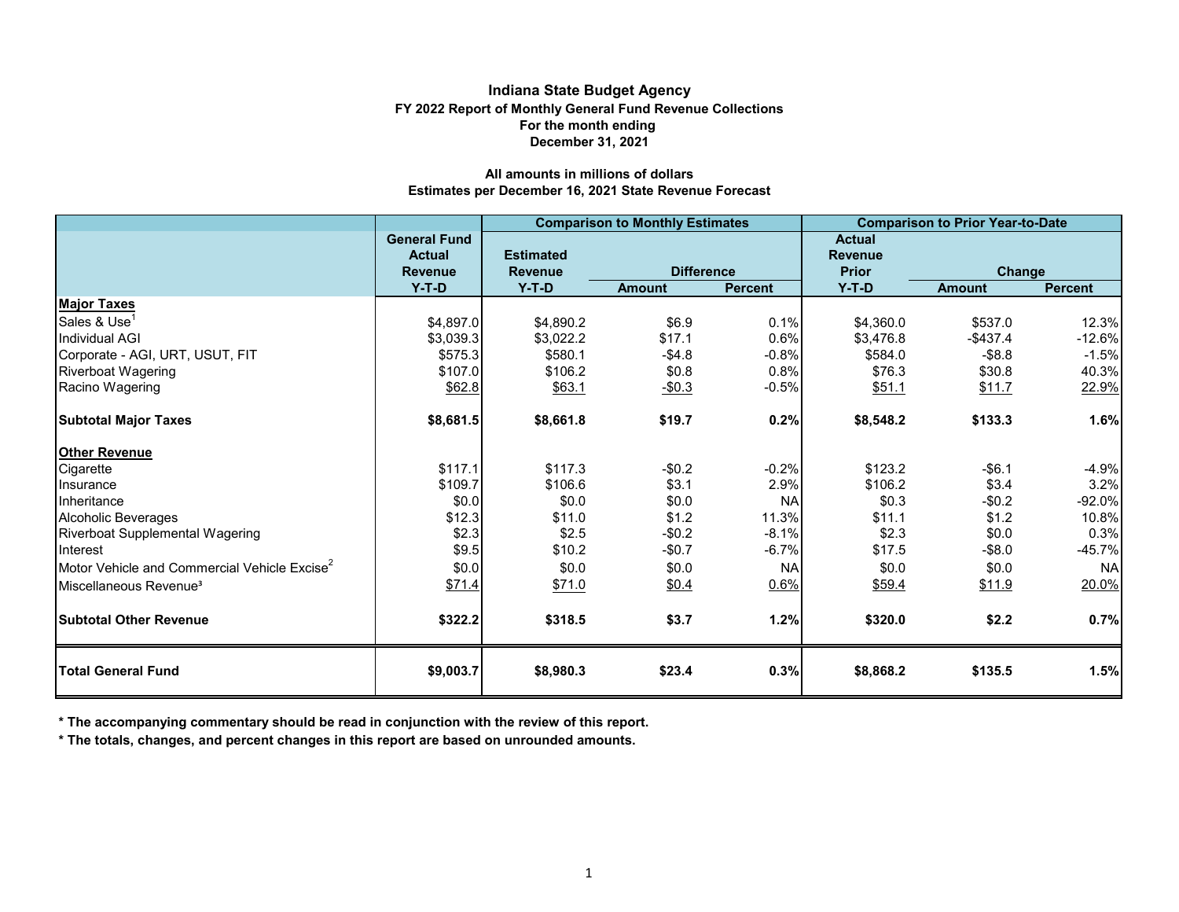# Indiana State Budget Agency

**FY 2022 Report of Monthly General Fund Revenue Collections**
**For the month ending**
**December 31, 2021**

**All amounts in millions of dollars**
**Estimates per December 16, 2021 State Revenue Forecast**

| | General Fund Actual Revenue Y-T-D | Comparison to Monthly Estimates | | | Comparison to Prior Year-to-Date | | |
|---|---|---|---|---|---|---|---|
| | | Estimated Revenue Y-T-D | Difference Amount | Difference Percent | Actual Revenue Prior Y-T-D | Change Amount | Change Percent |
| **Major Taxes** | | | | | | | |
| Sales & Use[1] | $4,897.0 | $4,890.2 | $6.9 | 0.1% | $4,360.0 | $537.0 | 12.3% |
| Individual AGI | $3,039.3 | $3,022.2 | $17.1 | 0.6% | $3,476.8 | -$437.4 | -12.6% |
| Corporate - AGI, URT, USUT, FIT | $575.3 | $580.1 | -$4.8 | -0.8% | $584.0 | -$8.8 | -1.5% |
| Riverboat Wagering | $107.0 | $106.2 | $0.8 | 0.8% | $76.3 | $30.8 | 40.3% |
| Racino Wagering | $62.8 | $63.1 | -$0.3 | -0.5% | $51.1 | $11.7 | 22.9% |
| **Subtotal Major Taxes** | **$8,681.5** | **$8,661.8** | **$19.7** | **0.2%** | **$8,548.2** | **$133.3** | **1.6%** |
| **Other Revenue** | | | | | | | |
| Cigarette | $117.1 | $117.3 | -$0.2 | -0.2% | $123.2 | -$6.1 | -4.9% |
| Insurance | $109.7 | $106.6 | $3.1 | 2.9% | $106.2 | $3.4 | 3.2% |
| Inheritance | $0.0 | $0.0 | $0.0 | NA | $0.3 | -$0.2 | -92.0% |
| Alcoholic Beverages | $12.3 | $11.0 | $1.2 | 11.3% | $11.1 | $1.2 | 10.8% |
| Riverboat Supplemental Wagering | $2.3 | $2.5 | -$0.2 | -8.1% | $2.3 | $0.0 | 0.3% |
| Interest | $9.5 | $10.2 | -$0.7 | -6.7% | $17.5 | -$8.0 | -45.7% |
| Motor Vehicle and Commercial Vehicle Excise[2] | $0.0 | $0.0 | $0.0 | NA | $0.0 | $0.0 | NA |
| Miscellaneous Revenue[3] | $71.4 | $71.0 | $0.4 | 0.6% | $59.4 | $11.9 | 20.0% |
| **Subtotal Other Revenue** | **$322.2** | **$318.5** | **$3.7** | **1.2%** | **$320.0** | **$2.2** | **0.7%** |
| **Total General Fund** | **$9,003.7** | **$8,980.3** | **$23.4** | **0.3%** | **$8,868.2** | **$135.5** | **1.5%** |

**\* The accompanying commentary should be read in conjunction with the review of this report.**

**\* The totals, changes, and percent changes in this report are based on unrounded amounts.**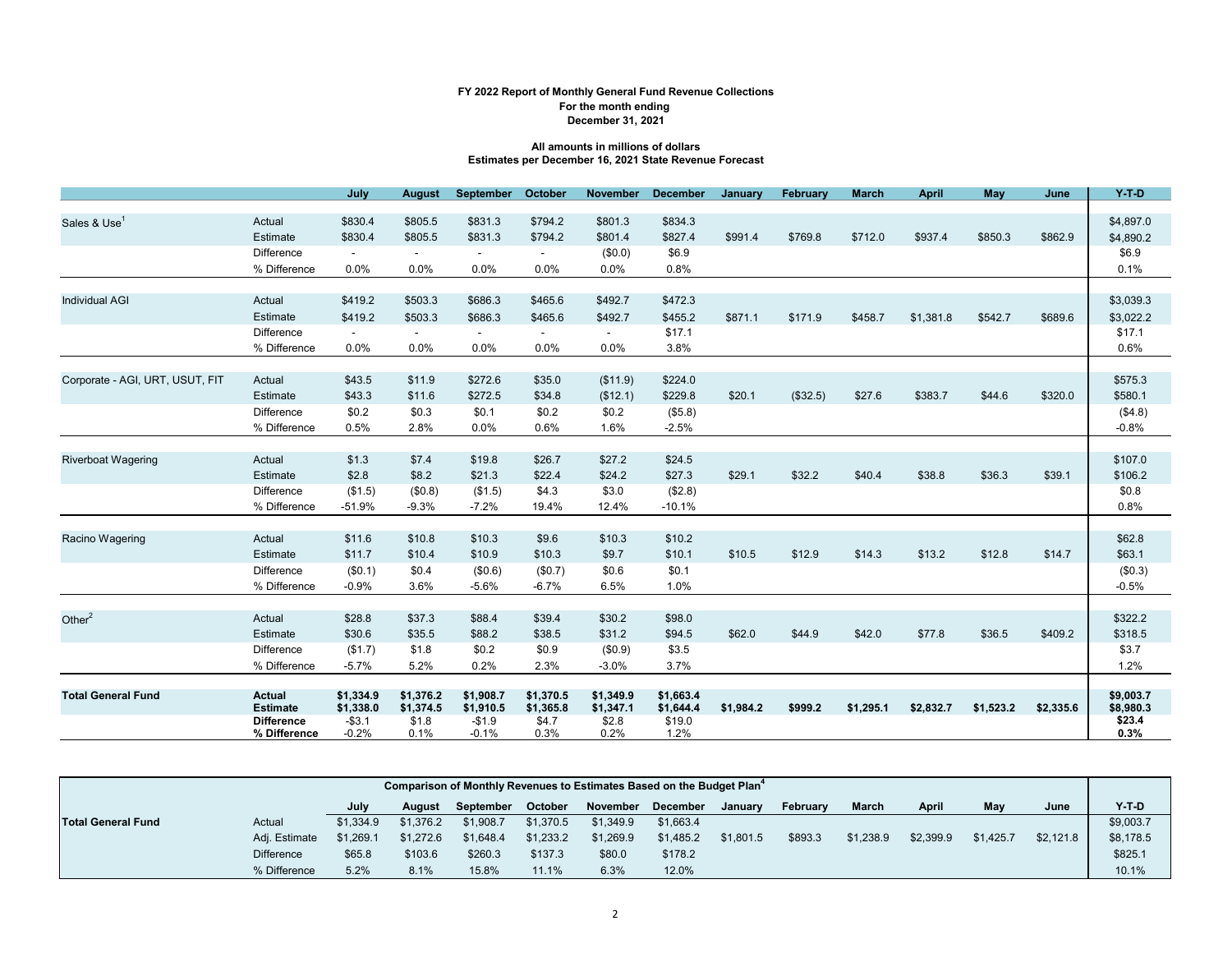**FY 2022 Report of Monthly General Fund Revenue Collections**
**For the month ending**
**December 31, 2021**

**All amounts in millions of dollars**
**Estimates per December 16, 2021 State Revenue Forecast**

| | | July | August | September | October | November | December | January | February | March | April | May | June | Y-T-D |
|---|---|---|---|---|---|---|---|---|---|---|---|---|---|---|
| Sales & Use[1] | Actual | $830.4 | $805.5 | $831.3 | $794.2 | $801.3 | $834.3 | | | | | | | $4,897.0 |
| | Estimate | $830.4 | $805.5 | $831.3 | $794.2 | $801.4 | $827.4 | $991.4 | $769.8 | $712.0 | $937.4 | $850.3 | $862.9 | $4,890.2 |
| | Difference | - | - | - | - | ($0.0) | $6.9 | | | | | | | $6.9 |
| | % Difference | 0.0% | 0.0% | 0.0% | 0.0% | 0.0% | 0.8% | | | | | | | 0.1% |
| Individual AGI | Actual | $419.2 | $503.3 | $686.3 | $465.6 | $492.7 | $472.3 | | | | | | | $3,039.3 |
| | Estimate | $419.2 | $503.3 | $686.3 | $465.6 | $492.7 | $455.2 | $871.1 | $171.9 | $458.7 | $1,381.8 | $542.7 | $689.6 | $3,022.2 |
| | Difference | - | - | - | - | - | $17.1 | | | | | | | $17.1 |
| | % Difference | 0.0% | 0.0% | 0.0% | 0.0% | 0.0% | 3.8% | | | | | | | 0.6% |
| Corporate - AGI, URT, USUT, FIT | Actual | $43.5 | $11.9 | $272.6 | $35.0 | ($11.9) | $224.0 | | | | | | | $575.3 |
| | Estimate | $43.3 | $11.6 | $272.5 | $34.8 | ($12.1) | $229.8 | $20.1 | ($32.5) | $27.6 | $383.7 | $44.6 | $320.0 | $580.1 |
| | Difference | $0.2 | $0.3 | $0.1 | $0.2 | $0.2 | ($5.8) | | | | | | | ($4.8) |
| | % Difference | 0.5% | 2.8% | 0.0% | 0.6% | 1.6% | -2.5% | | | | | | | -0.8% |
| Riverboat Wagering | Actual | $1.3 | $7.4 | $19.8 | $26.7 | $27.2 | $24.5 | | | | | | | $107.0 |
| | Estimate | $2.8 | $8.2 | $21.3 | $22.4 | $24.2 | $27.3 | $29.1 | $32.2 | $40.4 | $38.8 | $36.3 | $39.1 | $106.2 |
| | Difference | ($1.5) | ($0.8) | ($1.5) | $4.3 | $3.0 | ($2.8) | | | | | | | $0.8 |
| | % Difference | -51.9% | -9.3% | -7.2% | 19.4% | 12.4% | -10.1% | | | | | | | 0.8% |
| Racino Wagering | Actual | $11.6 | $10.8 | $10.3 | $9.6 | $10.3 | $10.2 | | | | | | | $62.8 |
| | Estimate | $11.7 | $10.4 | $10.9 | $10.3 | $9.7 | $10.1 | $10.5 | $12.9 | $14.3 | $13.2 | $12.8 | $14.7 | $63.1 |
| | Difference | ($0.1) | $0.4 | ($0.6) | ($0.7) | $0.6 | $0.1 | | | | | | | ($0.3) |
| | % Difference | -0.9% | 3.6% | -5.6% | -6.7% | 6.5% | 1.0% | | | | | | | -0.5% |
| Other[2] | Actual | $28.8 | $37.3 | $88.4 | $39.4 | $30.2 | $98.0 | | | | | | | $322.2 |
| | Estimate | $30.6 | $35.5 | $88.2 | $38.5 | $31.2 | $94.5 | $62.0 | $44.9 | $42.0 | $77.8 | $36.5 | $409.2 | $318.5 |
| | Difference | ($1.7) | $1.8 | $0.2 | $0.9 | ($0.9) | $3.5 | | | | | | | $3.7 |
| | % Difference | -5.7% | 5.2% | 0.2% | 2.3% | -3.0% | 3.7% | | | | | | | 1.2% |
| **Total General Fund** | **Actual** | **$1,334.9** | **$1,376.2** | **$1,908.7** | **$1,370.5** | **$1,349.9** | **$1,663.4** | | | | | | | **$9,003.7** |
| | **Estimate** | **$1,338.0** | **$1,374.5** | **$1,910.5** | **$1,365.8** | **$1,347.1** | **$1,644.4** | **$1,984.2** | **$999.2** | **$1,295.1** | **$2,832.7** | **$1,523.2** | **$2,335.6** | **$8,980.3** |
| | **Difference** | **-$3.1** | **$1.8** | **-$1.9** | **$4.7** | **$2.8** | **$19.0** | | | | | | | **$23.4** |
| | **% Difference** | **-0.2%** | **0.1%** | **-0.1%** | **0.3%** | **0.2%** | **1.2%** | | | | | | | **0.3%** |

**Comparison of Monthly Revenues to Estimates Based on the Budget Plan[4]**

| | | July | August | September | October | November | December | January | February | March | April | May | June | Y-T-D |
|---|---|---|---|---|---|---|---|---|---|---|---|---|---|---|
| **Total General Fund** | Actual | $1,334.9 | $1,376.2 | $1,908.7 | $1,370.5 | $1,349.9 | $1,663.4 | | | | | | | $9,003.7 |
| | Adj. Estimate | $1,269.1 | $1,272.6 | $1,648.4 | $1,233.2 | $1,269.9 | $1,485.2 | $1,801.5 | $893.3 | $1,238.9 | $2,399.9 | $1,425.7 | $2,121.8 | $8,178.5 |
| | Difference | $65.8 | $103.6 | $260.3 | $137.3 | $80.0 | $178.2 | | | | | | | $825.1 |
| | % Difference | 5.2% | 8.1% | 15.8% | 11.1% | 6.3% | 12.0% | | | | | | | 10.1% |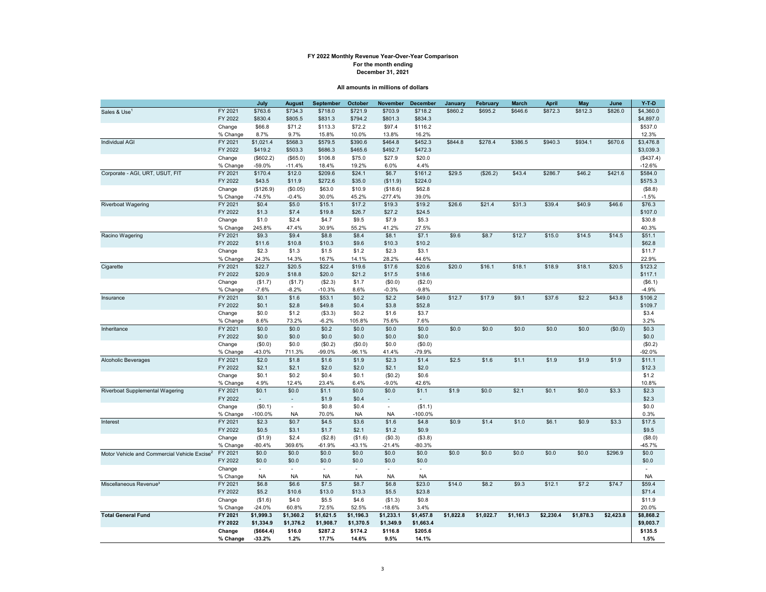**FY 2022 Monthly Revenue Year-Over-Year Comparison**
**For the month ending**
**December 31, 2021**

**All amounts in millions of dollars**

| | | July | August | September | October | November | December | January | February | March | April | May | June | Y-T-D |
|---|---|---|---|---|---|---|---|---|---|---|---|---|---|---|
| Sales & Use[1] | FY 2021 | $763.6 | $734.3 | $718.0 | $721.9 | $703.9 | $718.2 | $860.2 | $695.2 | $646.6 | $872.3 | $812.3 | $826.0 | $4,360.0 |
| | FY 2022 | $830.4 | $805.5 | $831.3 | $794.2 | $801.3 | $834.3 | | | | | | | $4,897.0 |
| | Change | $66.8 | $71.2 | $113.3 | $72.2 | $97.4 | $116.2 | | | | | | | $537.0 |
| | % Change | 8.7% | 9.7% | 15.8% | 10.0% | 13.8% | 16.2% | | | | | | | 12.3% |
| Individual AGI | FY 2021 | $1,021.4 | $568.3 | $579.5 | $390.6 | $464.8 | $452.3 | $844.8 | $278.4 | $386.5 | $940.3 | $934.1 | $670.6 | $3,476.8 |
| | FY 2022 | $419.2 | $503.3 | $686.3 | $465.6 | $492.7 | $472.3 | | | | | | | $3,039.3 |
| | Change | ($602.2) | ($65.0) | $106.8 | $75.0 | $27.9 | $20.0 | | | | | | | ($437.4) |
| | % Change | -59.0% | -11.4% | 18.4% | 19.2% | 6.0% | 4.4% | | | | | | | -12.6% |
| Corporate - AGI, URT, USUT, FIT | FY 2021 | $170.4 | $12.0 | $209.6 | $24.1 | $6.7 | $161.2 | $29.5 | ($26.2) | $43.4 | $286.7 | $46.2 | $421.6 | $584.0 |
| | FY 2022 | $43.5 | $11.9 | $272.6 | $35.0 | ($11.9) | $224.0 | | | | | | | $575.3 |
| | Change | ($126.9) | ($0.05) | $63.0 | $10.9 | ($18.6) | $62.8 | | | | | | | ($8.8) |
| | % Change | -74.5% | -0.4% | 30.0% | 45.2% | -277.4% | 39.0% | | | | | | | -1.5% |
| Riverboat Wagering | FY 2021 | $0.4 | $5.0 | $15.1 | $17.2 | $19.3 | $19.2 | $26.6 | $21.4 | $31.3 | $39.4 | $40.9 | $46.6 | $76.3 |
| | FY 2022 | $1.3 | $7.4 | $19.8 | $26.7 | $27.2 | $24.5 | | | | | | | $107.0 |
| | Change | $1.0 | $2.4 | $4.7 | $9.5 | $7.9 | $5.3 | | | | | | | $30.8 |
| | % Change | 245.8% | 47.4% | 30.9% | 55.2% | 41.2% | 27.5% | | | | | | | 40.3% |
| Racino Wagering | FY 2021 | $9.3 | $9.4 | $8.8 | $8.4 | $8.1 | $7.1 | $9.6 | $8.7 | $12.7 | $15.0 | $14.5 | $14.5 | $51.1 |
| | FY 2022 | $11.6 | $10.8 | $10.3 | $9.6 | $10.3 | $10.2 | | | | | | | $62.8 |
| | Change | $2.3 | $1.3 | $1.5 | $1.2 | $2.3 | $3.1 | | | | | | | $11.7 |
| | % Change | 24.3% | 14.3% | 16.7% | 14.1% | 28.2% | 44.6% | | | | | | | 22.9% |
| Cigarette | FY 2021 | $22.7 | $20.5 | $22.4 | $19.6 | $17.6 | $20.6 | $20.0 | $16.1 | $18.1 | $18.9 | $18.1 | $20.5 | $123.2 |
| | FY 2022 | $20.9 | $18.8 | $20.0 | $21.2 | $17.5 | $18.6 | | | | | | | $117.1 |
| | Change | ($1.7) | ($1.7) | ($2.3) | $1.7 | ($0.0) | ($2.0) | | | | | | | ($6.1) |
| | % Change | -7.6% | -8.2% | -10.3% | 8.6% | -0.3% | -9.8% | | | | | | | -4.9% |
| Insurance | FY 2021 | $0.1 | $1.6 | $53.1 | $0.2 | $2.2 | $49.0 | $12.7 | $17.9 | $9.1 | $37.6 | $2.2 | $43.8 | $106.2 |
| | FY 2022 | $0.1 | $2.8 | $49.8 | $0.4 | $3.8 | $52.8 | | | | | | | $109.7 |
| | Change | $0.0 | $1.2 | ($3.3) | $0.2 | $1.6 | $3.7 | | | | | | | $3.4 |
| | % Change | 8.6% | 73.2% | -6.2% | 105.8% | 75.6% | 7.6% | | | | | | | 3.2% |
| Inheritance | FY 2021 | $0.0 | $0.0 | $0.2 | $0.0 | $0.0 | $0.0 | $0.0 | $0.0 | $0.0 | $0.0 | $0.0 | ($0.0) | $0.3 |
| | FY 2022 | $0.0 | $0.0 | $0.0 | $0.0 | $0.0 | $0.0 | | | | | | | $0.0 |
| | Change | ($0.0) | $0.0 | ($0.2) | ($0.0) | $0.0 | ($0.0) | | | | | | | ($0.2) |
| | % Change | -43.0% | 711.3% | -99.0% | -96.1% | 41.4% | -79.9% | | | | | | | -92.0% |
| Alcoholic Beverages | FY 2021 | $2.0 | $1.8 | $1.6 | $1.9 | $2.3 | $1.4 | $2.5 | $1.6 | $1.1 | $1.9 | $1.9 | $1.9 | $11.1 |
| | FY 2022 | $2.1 | $2.1 | $2.0 | $2.0 | $2.1 | $2.0 | | | | | | | $12.3 |
| | Change | $0.1 | $0.2 | $0.4 | $0.1 | ($0.2) | $0.6 | | | | | | | $1.2 |
| | % Change | 4.9% | 12.4% | 23.4% | 6.4% | -9.0% | 42.6% | | | | | | | 10.8% |
| Riverboat Supplemental Wagering | FY 2021 | $0.1 | $0.0 | $1.1 | $0.0 | $0.0 | $1.1 | $1.9 | $0.0 | $2.1 | $0.1 | $0.0 | $3.3 | $2.3 |
| | FY 2022 | - | - | $1.9 | $0.4 | - | - | | | | | | | $2.3 |
| | Change | ($0.1) | - | $0.8 | $0.4 | - | ($1.1) | | | | | | | $0.0 |
| | % Change | -100.0% | NA | 70.0% | NA | NA | -100.0% | | | | | | | 0.3% |
| Interest | FY 2021 | $2.3 | $0.7 | $4.5 | $3.6 | $1.6 | $4.8 | $0.9 | $1.4 | $1.0 | $6.1 | $0.9 | $3.3 | $17.5 |
| | FY 2022 | $0.5 | $3.1 | $1.7 | $2.1 | $1.2 | $0.9 | | | | | | | $9.5 |
| | Change | ($1.9) | $2.4 | ($2.8) | ($1.6) | ($0.3) | ($3.8) | | | | | | | ($8.0) |
| | % Change | -80.4% | 369.6% | -61.9% | -43.1% | -21.4% | -80.3% | | | | | | | -45.7% |
| Motor Vehicle and Commercial Vehicle Excise[2] | FY 2021 | $0.0 | $0.0 | $0.0 | $0.0 | $0.0 | $0.0 | $0.0 | $0.0 | $0.0 | $0.0 | $0.0 | $296.9 | $0.0 |
| | FY 2022 | $0.0 | $0.0 | $0.0 | $0.0 | $0.0 | $0.0 | | | | | | | $0.0 |
| | Change | - | - | - | - | - | - | | | | | | | - |
| | % Change | NA | NA | NA | NA | NA | NA | | | | | | | NA |
| Miscellaneous Revenue[3] | FY 2021 | $6.8 | $6.6 | $7.5 | $8.7 | $6.8 | $23.0 | $14.0 | $8.2 | $9.3 | $12.1 | $7.2 | $74.7 | $59.4 |
| | FY 2022 | $5.2 | $10.6 | $13.0 | $13.3 | $5.5 | $23.8 | | | | | | | $71.4 |
| | Change | ($1.6) | $4.0 | $5.5 | $4.6 | ($1.3) | $0.8 | | | | | | | $11.9 |
| | % Change | -24.0% | 60.8% | 72.5% | 52.5% | -18.6% | 3.4% | | | | | | | 20.0% |
| **Total General Fund** | **FY 2021** | **$1,999.3** | **$1,360.2** | **$1,621.5** | **$1,196.3** | **$1,233.1** | **$1,457.8** | **$1,822.8** | **$1,022.7** | **$1,161.3** | **$2,230.4** | **$1,878.3** | **$2,423.8** | **$8,868.2** |
| | **FY 2022** | **$1,334.9** | **$1,376.2** | **$1,908.7** | **$1,370.5** | **$1,349.9** | **$1,663.4** | | | | | | | **$9,003.7** |
| | **Change** | **($664.4)** | **$16.0** | **$287.2** | **$174.2** | **$116.8** | **$205.6** | | | | | | | **$135.5** |
| | **% Change** | **-33.2%** | **1.2%** | **17.7%** | **14.6%** | **9.5%** | **14.1%** | | | | | | | **1.5%** |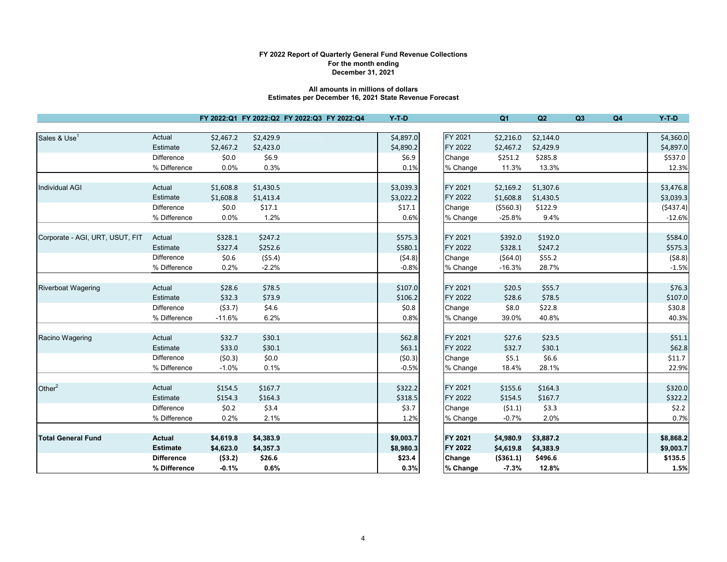**FY 2022 Report of Quarterly General Fund Revenue Collections**
**For the month ending**
**December 31, 2021**

**All amounts in millions of dollars**
**Estimates per December 16, 2021 State Revenue Forecast**

| | | FY 2022:Q1 | FY 2022:Q2 | FY 2022:Q3 | FY 2022:Q4 | Y-T-D | | Q1 | Q2 | Q3 | Q4 | Y-T-D |
|---|---|---|---|---|---|---|---|---|---|---|---|---|
| Sales & Use[1] | Actual | $2,467.2 | $2,429.9 | | | $4,897.0 | FY 2021 | $2,216.0 | $2,144.0 | | | $4,360.0 |
| | Estimate | $2,467.2 | $2,423.0 | | | $4,890.2 | FY 2022 | $2,467.2 | $2,429.9 | | | $4,897.0 |
| | Difference | $0.0 | $6.9 | | | $6.9 | Change | $251.2 | $285.8 | | | $537.0 |
| | % Difference | 0.0% | 0.3% | | | 0.1% | % Change | 11.3% | 13.3% | | | 12.3% |
| Individual AGI | Actual | $1,608.8 | $1,430.5 | | | $3,039.3 | FY 2021 | $2,169.2 | $1,307.6 | | | $3,476.8 |
| | Estimate | $1,608.8 | $1,413.4 | | | $3,022.2 | FY 2022 | $1,608.8 | $1,430.5 | | | $3,039.3 |
| | Difference | $0.0 | $17.1 | | | $17.1 | Change | ($560.3) | $122.9 | | | ($437.4) |
| | % Difference | 0.0% | 1.2% | | | 0.6% | % Change | -25.8% | 9.4% | | | -12.6% |
| Corporate - AGI, URT, USUT, FIT | Actual | $328.1 | $247.2 | | | $575.3 | FY 2021 | $392.0 | $192.0 | | | $584.0 |
| | Estimate | $327.4 | $252.6 | | | $580.1 | FY 2022 | $328.1 | $247.2 | | | $575.3 |
| | Difference | $0.6 | ($5.4) | | | ($4.8) | Change | ($64.0) | $55.2 | | | ($8.8) |
| | % Difference | 0.2% | -2.2% | | | -0.8% | % Change | -16.3% | 28.7% | | | -1.5% |
| Riverboat Wagering | Actual | $28.6 | $78.5 | | | $107.0 | FY 2021 | $20.5 | $55.7 | | | $76.3 |
| | Estimate | $32.3 | $73.9 | | | $106.2 | FY 2022 | $28.6 | $78.5 | | | $107.0 |
| | Difference | ($3.7) | $4.6 | | | $0.8 | Change | $8.0 | $22.8 | | | $30.8 |
| | % Difference | -11.6% | 6.2% | | | 0.8% | % Change | 39.0% | 40.8% | | | 40.3% |
| Racino Wagering | Actual | $32.7 | $30.1 | | | $62.8 | FY 2021 | $27.6 | $23.5 | | | $51.1 |
| | Estimate | $33.0 | $30.1 | | | $63.1 | FY 2022 | $32.7 | $30.1 | | | $62.8 |
| | Difference | ($0.3) | $0.0 | | | ($0.3) | Change | $5.1 | $6.6 | | | $11.7 |
| | % Difference | -1.0% | 0.1% | | | -0.5% | % Change | 18.4% | 28.1% | | | 22.9% |
| Other[2] | Actual | $154.5 | $167.7 | | | $322.2 | FY 2021 | $155.6 | $164.3 | | | $320.0 |
| | Estimate | $154.3 | $164.3 | | | $318.5 | FY 2022 | $154.5 | $167.7 | | | $322.2 |
| | Difference | $0.2 | $3.4 | | | $3.7 | Change | ($1.1) | $3.3 | | | $2.2 |
| | % Difference | 0.2% | 2.1% | | | 1.2% | % Change | -0.7% | 2.0% | | | 0.7% |
| **Total General Fund** | **Actual** | **$4,619.8** | **$4,383.9** | | | **$9,003.7** | **FY 2021** | **$4,980.9** | **$3,887.2** | | | **$8,868.2** |
| | **Estimate** | **$4,623.0** | **$4,357.3** | | | **$8,980.3** | **FY 2022** | **$4,619.8** | **$4,383.9** | | | **$9,003.7** |
| | **Difference** | **($3.2)** | **$26.6** | | | **$23.4** | **Change** | **($361.1)** | **$496.6** | | | **$135.5** |
| | **% Difference** | **-0.1%** | **0.6%** | | | **0.3%** | **% Change** | **-7.3%** | **12.8%** | | | **1.5%** |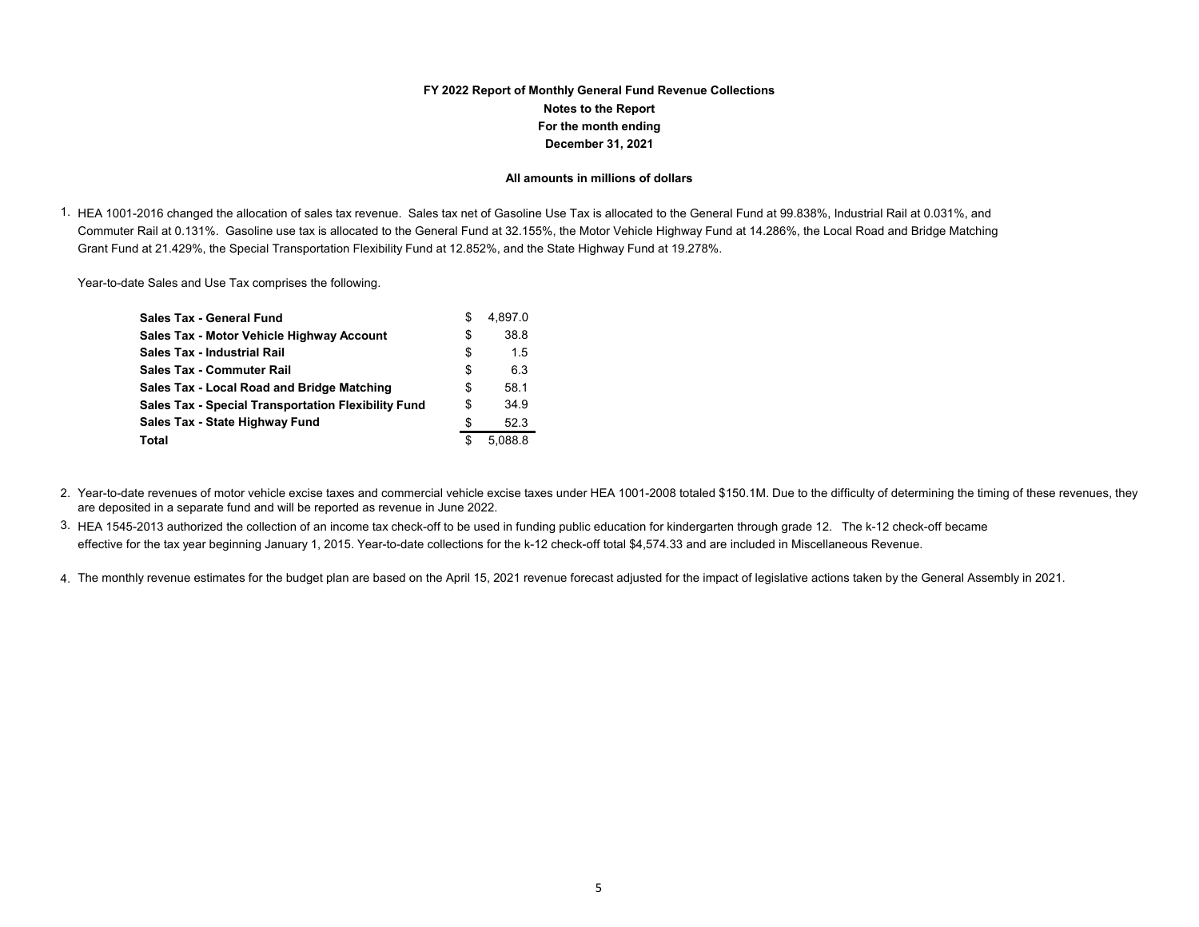**FY 2022 Report of Monthly General Fund Revenue Collections**

**Notes to the Report**

**For the month ending**

**December 31, 2021**

**All amounts in millions of dollars**

1. HEA 1001-2016 changed the allocation of sales tax revenue. Sales tax net of Gasoline Use Tax is allocated to the General Fund at 99.838%, Industrial Rail at 0.031%, and Commuter Rail at 0.131%. Gasoline use tax is allocated to the General Fund at 32.155%, the Motor Vehicle Highway Fund at 14.286%, the Local Road and Bridge Matching Grant Fund at 21.429%, the Special Transportation Flexibility Fund at 12.852%, and the State Highway Fund at 19.278%.

   Year-to-date Sales and Use Tax comprises the following.

| | | |
|---|---|---|
| **Sales Tax - General Fund** | $ | 4,897.0 |
| **Sales Tax - Motor Vehicle Highway Account** | $ | 38.8 |
| **Sales Tax - Industrial Rail** | $ | 1.5 |
| **Sales Tax - Commuter Rail** | $ | 6.3 |
| **Sales Tax - Local Road and Bridge Matching** | $ | 58.1 |
| **Sales Tax - Special Transportation Flexibility Fund** | $ | 34.9 |
| **Sales Tax - State Highway Fund** | $ | 52.3 |
| **Total** | $ | 5,088.8 |

2. Year-to-date revenues of motor vehicle excise taxes and commercial vehicle excise taxes under HEA 1001-2008 totaled $150.1M. Due to the difficulty of determining the timing of these revenues, they are deposited in a separate fund and will be reported as revenue in June 2022.

3. HEA 1545-2013 authorized the collection of an income tax check-off to be used in funding public education for kindergarten through grade 12. The k-12 check-off became effective for the tax year beginning January 1, 2015. Year-to-date collections for the k-12 check-off total $4,574.33 and are included in Miscellaneous Revenue.

4. The monthly revenue estimates for the budget plan are based on the April 15, 2021 revenue forecast adjusted for the impact of legislative actions taken by the General Assembly in 2021.